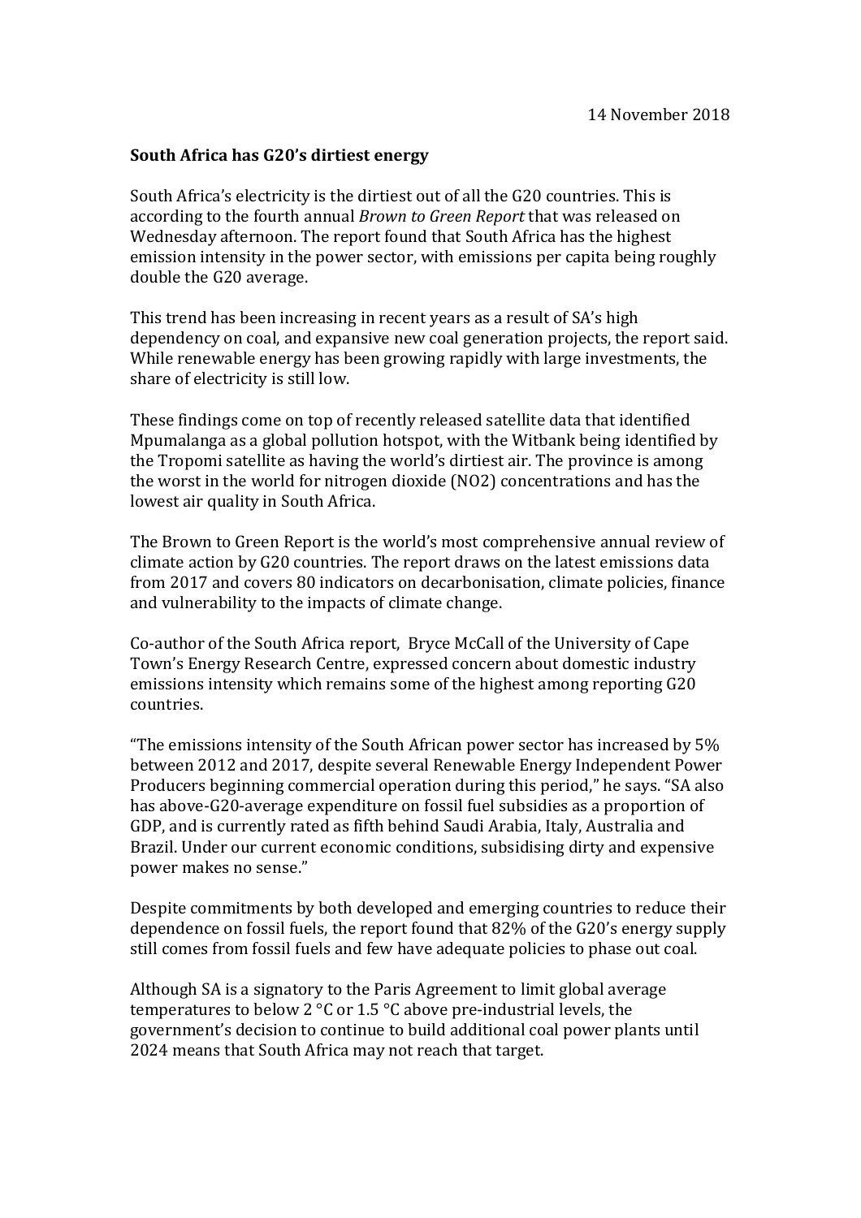14 November 2018

**South Africa has G20's dirtiest energy**

South Africa's electricity is the dirtiest out of all the G20 countries. This is according to the fourth annual *Brown to Green Report* that was released on Wednesday afternoon. The report found that South Africa has the highest emission intensity in the power sector, with emissions per capita being roughly double the G20 average.

This trend has been increasing in recent years as a result of SA's high dependency on coal, and expansive new coal generation projects, the report said. While renewable energy has been growing rapidly with large investments, the share of electricity is still low.

These findings come on top of recently released satellite data that identified Mpumalanga as a global pollution hotspot, with the Witbank being identified by the Tropomi satellite as having the world's dirtiest air. The province is among the worst in the world for nitrogen dioxide ($NO_2$) concentrations and has the lowest air quality in South Africa.

The Brown to Green Report is the world's most comprehensive annual review of climate action by G20 countries. The report draws on the latest emissions data from 2017 and covers 80 indicators on decarbonisation, climate policies, finance and vulnerability to the impacts of climate change.

Co-author of the South Africa report, Bryce McCall of the University of Cape Town's Energy Research Centre, expressed concern about domestic industry emissions intensity which remains some of the highest among reporting G20 countries.

"The emissions intensity of the South African power sector has increased by 5% between 2012 and 2017, despite several Renewable Energy Independent Power Producers beginning commercial operation during this period," he says. "SA also has above-G20-average expenditure on fossil fuel subsidies as a proportion of GDP, and is currently rated as fifth behind Saudi Arabia, Italy, Australia and Brazil. Under our current economic conditions, subsidising dirty and expensive power makes no sense."

Despite commitments by both developed and emerging countries to reduce their dependence on fossil fuels, the report found that 82% of the G20's energy supply still comes from fossil fuels and few have adequate policies to phase out coal.

Although SA is a signatory to the Paris Agreement to limit global average temperatures to below 2 °C or 1.5 °C above pre-industrial levels, the government's decision to continue to build additional coal power plants until 2024 means that South Africa may not reach that target.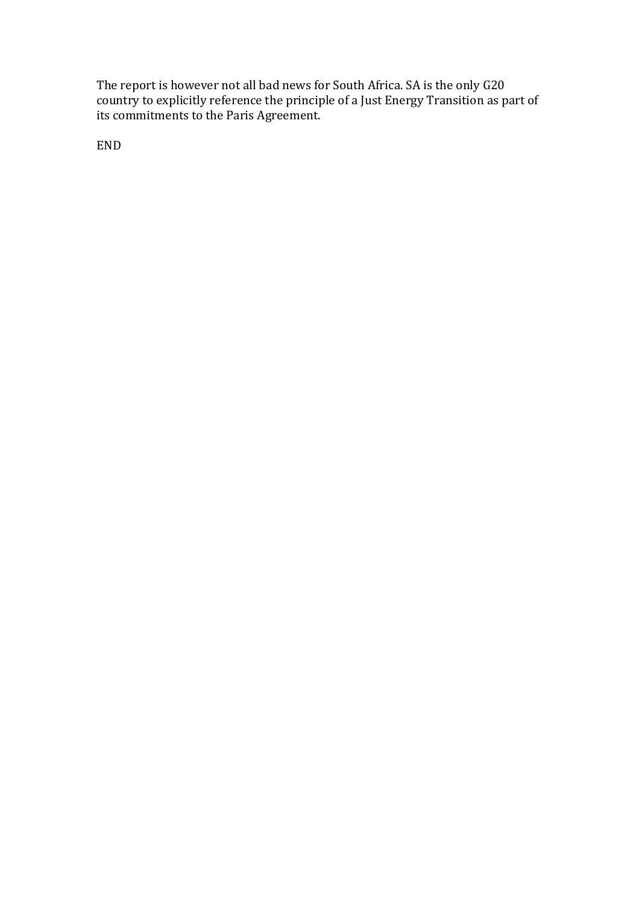The report is however not all bad news for South Africa. SA is the only G20 country to explicitly reference the principle of a Just Energy Transition as part of its commitments to the Paris Agreement.

END